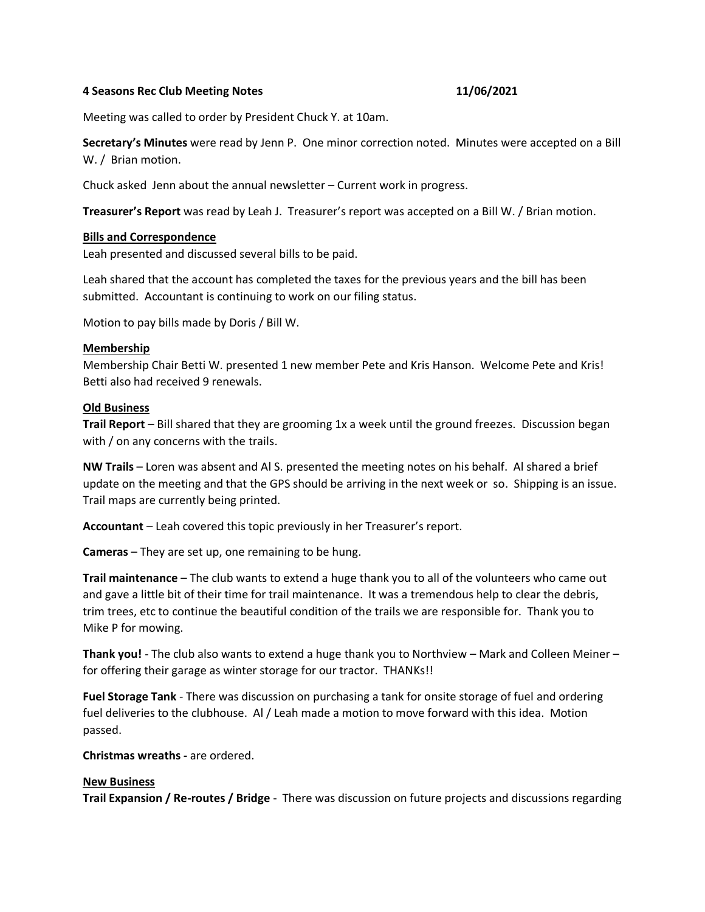**4 Seasons Rec Club Meeting Notes 11/06/2021**

Meeting was called to order by President Chuck Y. at 10am.

**Secretary's Minutes** were read by Jenn P. One minor correction noted. Minutes were accepted on a Bill W. / Brian motion.

Chuck asked Jenn about the annual newsletter – Current work in progress.

**Treasurer's Report** was read by Leah J. Treasurer's report was accepted on a Bill W. / Brian motion.

**Bills and Correspondence**

Leah presented and discussed several bills to be paid.

Leah shared that the account has completed the taxes for the previous years and the bill has been submitted. Accountant is continuing to work on our filing status.

Motion to pay bills made by Doris / Bill W.

**Membership**

Membership Chair Betti W. presented 1 new member Pete and Kris Hanson. Welcome Pete and Kris! Betti also had received 9 renewals.

**Old Business**

**Trail Report** – Bill shared that they are grooming 1x a week until the ground freezes. Discussion began with / on any concerns with the trails.

**NW Trails** – Loren was absent and Al S. presented the meeting notes on his behalf. Al shared a brief update on the meeting and that the GPS should be arriving in the next week or so. Shipping is an issue. Trail maps are currently being printed.

**Accountant** – Leah covered this topic previously in her Treasurer's report.

**Cameras** – They are set up, one remaining to be hung.

**Trail maintenance** – The club wants to extend a huge thank you to all of the volunteers who came out and gave a little bit of their time for trail maintenance. It was a tremendous help to clear the debris, trim trees, etc to continue the beautiful condition of the trails we are responsible for. Thank you to Mike P for mowing.

**Thank you!** - The club also wants to extend a huge thank you to Northview – Mark and Colleen Meiner – for offering their garage as winter storage for our tractor. THANKs!!

**Fuel Storage Tank** - There was discussion on purchasing a tank for onsite storage of fuel and ordering fuel deliveries to the clubhouse. Al / Leah made a motion to move forward with this idea. Motion passed.

**Christmas wreaths -** are ordered.

**New Business**

**Trail Expansion / Re-routes / Bridge** - There was discussion on future projects and discussions regarding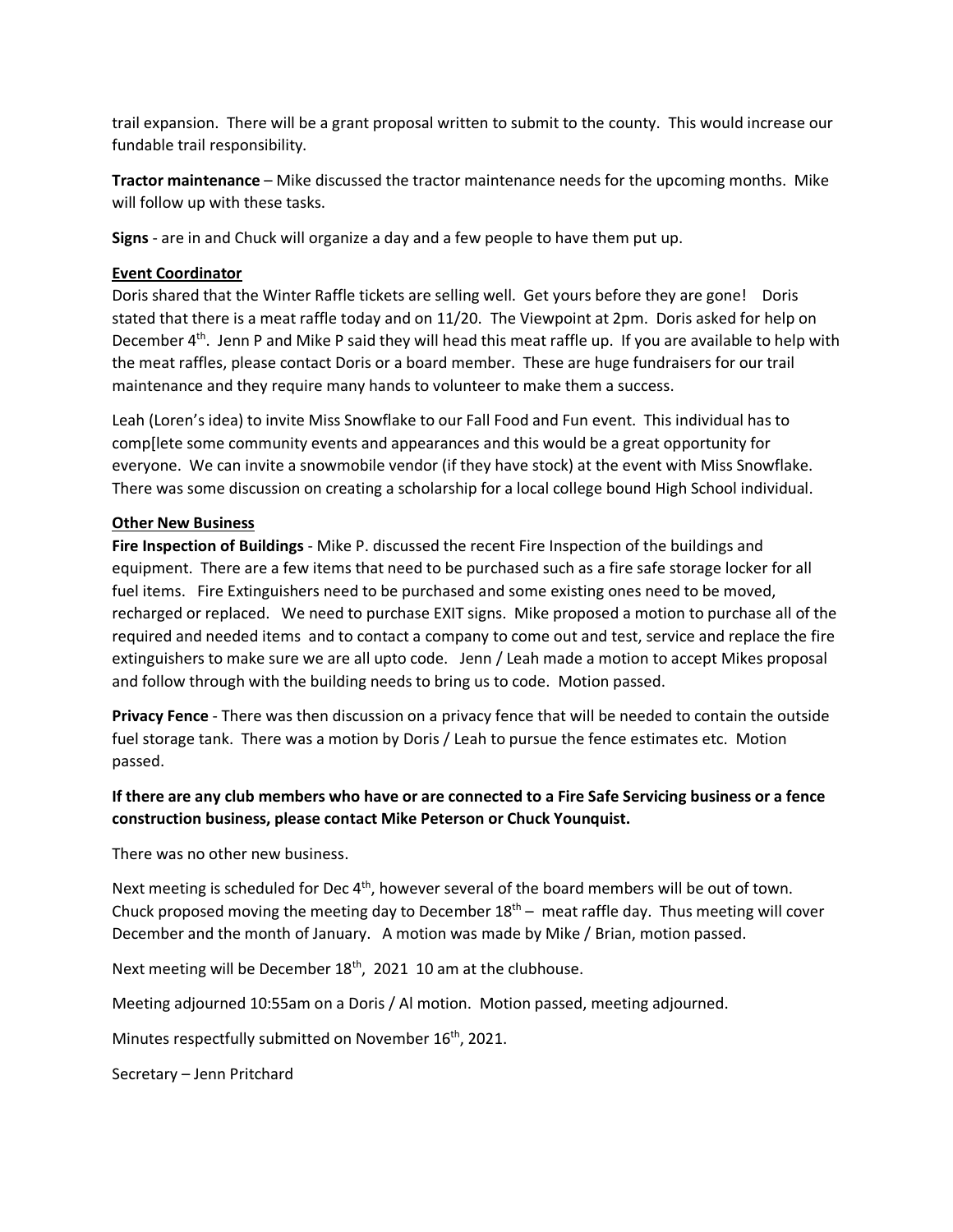trail expansion. There will be a grant proposal written to submit to the county. This would increase our fundable trail responsibility.

**Tractor maintenance** – Mike discussed the tractor maintenance needs for the upcoming months. Mike will follow up with these tasks.

**Signs** - are in and Chuck will organize a day and a few people to have them put up.

**Event Coordinator**

Doris shared that the Winter Raffle tickets are selling well. Get yours before they are gone! Doris stated that there is a meat raffle today and on 11/20. The Viewpoint at 2pm. Doris asked for help on December 4th. Jenn P and Mike P said they will head this meat raffle up. If you are available to help with the meat raffles, please contact Doris or a board member. These are huge fundraisers for our trail maintenance and they require many hands to volunteer to make them a success.

Leah (Loren's idea) to invite Miss Snowflake to our Fall Food and Fun event. This individual has to comp[lete some community events and appearances and this would be a great opportunity for everyone. We can invite a snowmobile vendor (if they have stock) at the event with Miss Snowflake. There was some discussion on creating a scholarship for a local college bound High School individual.

**Other New Business**

**Fire Inspection of Buildings** - Mike P. discussed the recent Fire Inspection of the buildings and equipment. There are a few items that need to be purchased such as a fire safe storage locker for all fuel items. Fire Extinguishers need to be purchased and some existing ones need to be moved, recharged or replaced. We need to purchase EXIT signs. Mike proposed a motion to purchase all of the required and needed items and to contact a company to come out and test, service and replace the fire extinguishers to make sure we are all upto code. Jenn / Leah made a motion to accept Mikes proposal and follow through with the building needs to bring us to code. Motion passed.

**Privacy Fence** - There was then discussion on a privacy fence that will be needed to contain the outside fuel storage tank. There was a motion by Doris / Leah to pursue the fence estimates etc. Motion passed.

**If there are any club members who have or are connected to a Fire Safe Servicing business or a fence construction business, please contact Mike Peterson or Chuck Younquist.**

There was no other new business.

Next meeting is scheduled for Dec 4th, however several of the board members will be out of town. Chuck proposed moving the meeting day to December 18th – meat raffle day. Thus meeting will cover December and the month of January. A motion was made by Mike / Brian, motion passed.

Next meeting will be December 18th, 2021 10 am at the clubhouse.

Meeting adjourned 10:55am on a Doris / Al motion. Motion passed, meeting adjourned.

Minutes respectfully submitted on November 16th, 2021.

Secretary – Jenn Pritchard